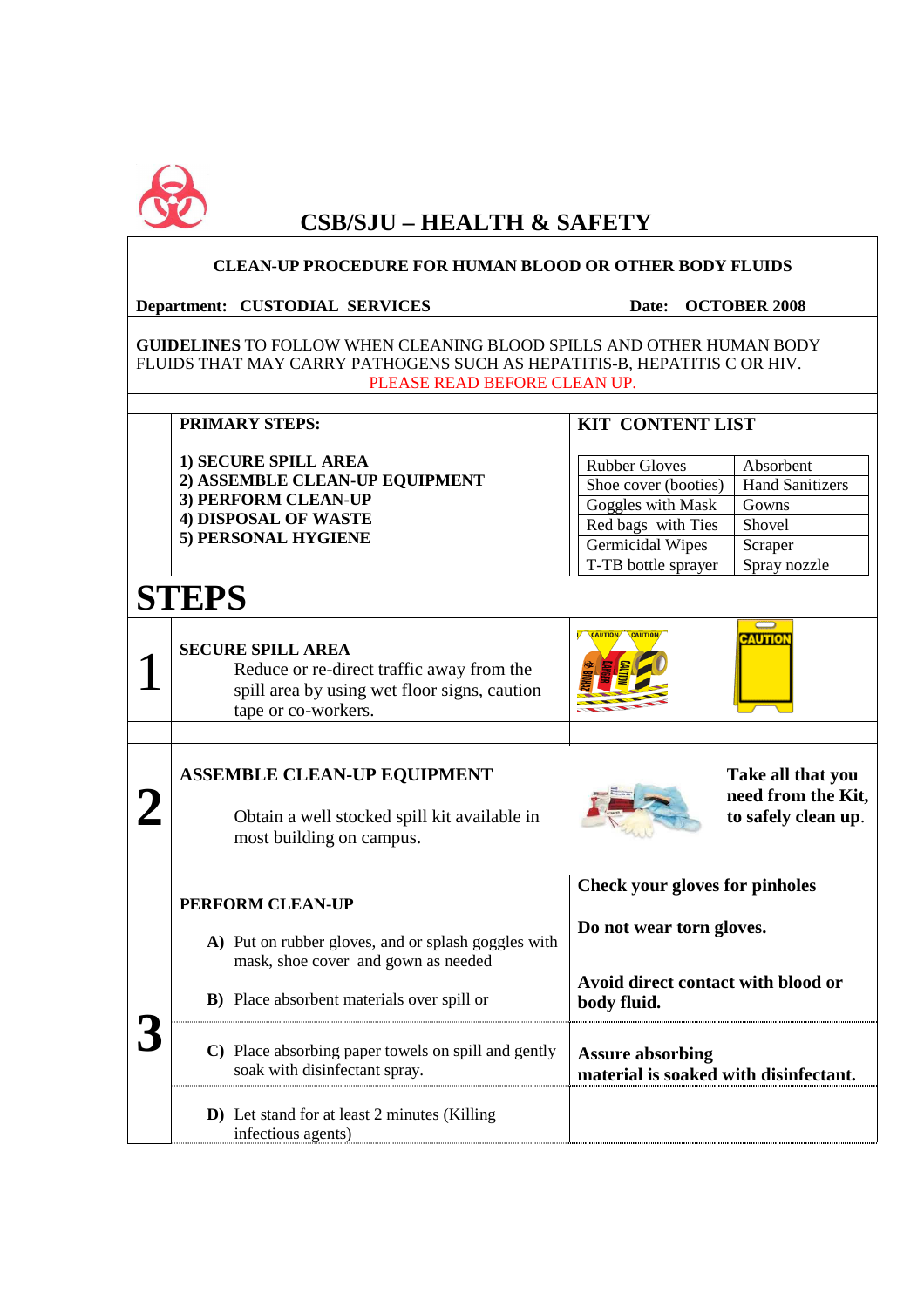# CSB/SJU – HEALTH & SAFETY

**CLEAN-UP PROCEDURE FOR HUMAN BLOOD OR OTHER BODY FLUIDS**

**Department: CUSTODIAL SERVICES** **Date: OCTOBER 2008**

**GUIDELINES** TO FOLLOW WHEN CLEANING BLOOD SPILLS AND OTHER HUMAN BODY FLUIDS THAT MAY CARRY PATHOGENS SUCH AS HEPATITIS-B, HEPATITIS C OR HIV.
PLEASE READ BEFORE CLEAN UP.

**PRIMARY STEPS:**

1. **SECURE SPILL AREA**
2. **ASSEMBLE CLEAN-UP EQUIPMENT**
3. **PERFORM CLEAN-UP**
4. **DISPOSAL OF WASTE**
5. **PERSONAL HYGIENE**

**KIT CONTENT LIST**

| | |
|---|---|
| Rubber Gloves | Absorbent |
| Shoe cover (booties) | Hand Sanitizers |
| Goggles with Mask | Gowns |
| Red bags with Ties | Shovel |
| Germicidal Wipes | Scraper |
| T-TB bottle sprayer | Spray nozzle |

# STEPS

## 1

**SECURE SPILL AREA**

Reduce or re-direct traffic away from the spill area by using wet floor signs, caution tape or co-workers.

## 2

**ASSEMBLE CLEAN-UP EQUIPMENT**

Obtain a well stocked spill kit available in most building on campus.

**Take all that you need from the Kit, to safely clean up.**

## 3

**PERFORM CLEAN-UP**

**A)** Put on rubber gloves, and or splash goggles with mask, shoe cover and gown as needed

**Check your gloves for pinholes**

**Do not wear torn gloves.**

**B)** Place absorbent materials over spill or

**Avoid direct contact with blood or body fluid.**

**C)** Place absorbing paper towels on spill and gently soak with disinfectant spray.

**Assure absorbing material is soaked with disinfectant.**

**D)** Let stand for at least 2 minutes (Killing infectious agents)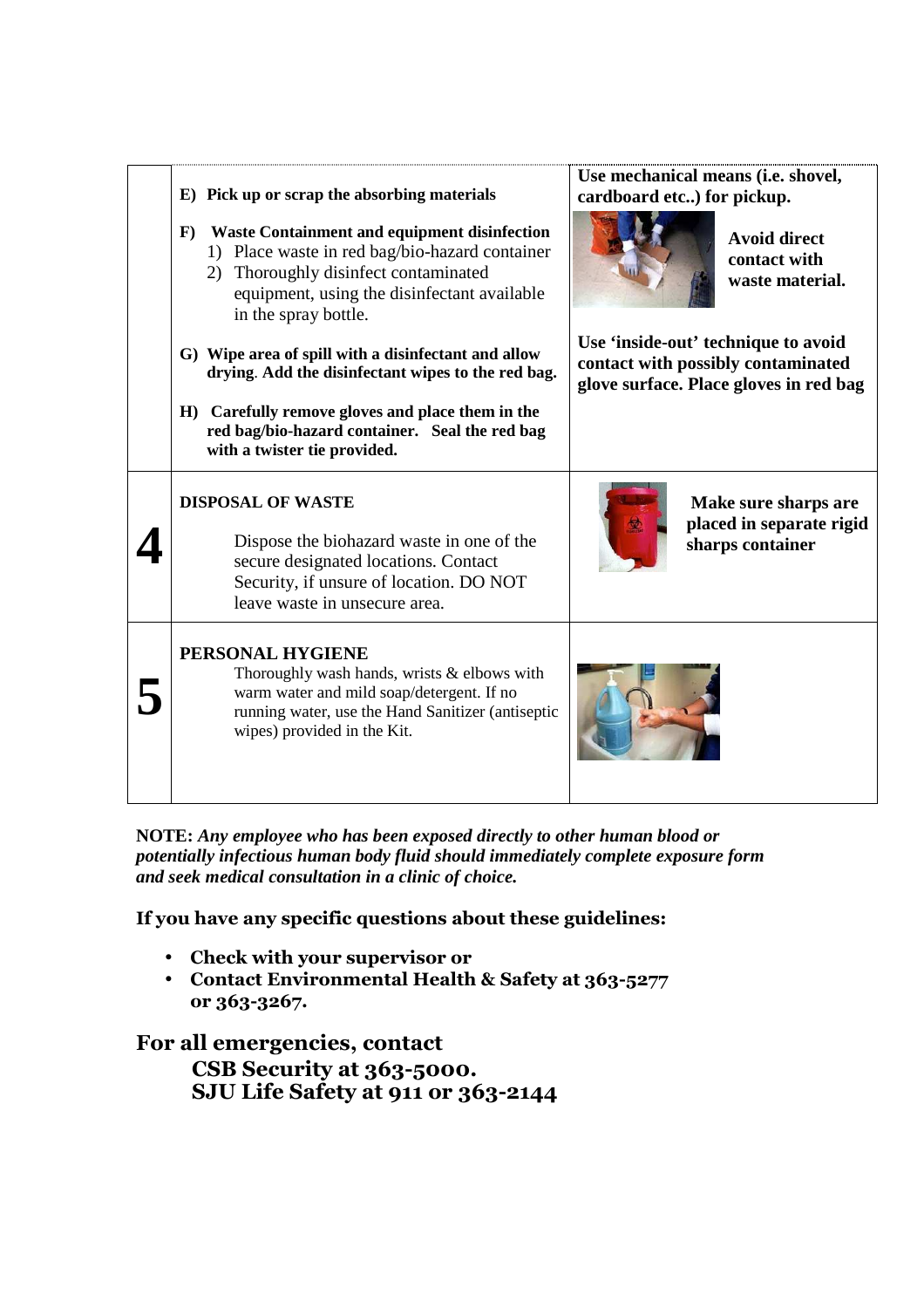| | | |
|---|---|---|
| | **E) Pick up or scrap the absorbing materials**<br><br>**F) Waste Containment and equipment disinfection**<br>1) Place waste in red bag/bio-hazard container<br>2) Thoroughly disinfect contaminated equipment, using the disinfectant available in the spray bottle.<br><br>**G) Wipe area of spill with a disinfectant and allow drying**. **Add the disinfectant wipes to the red bag.**<br><br>**H) Carefully remove gloves and place them in the red bag/bio-hazard container. Seal the red bag with a twister tie provided.** | **Use mechanical means (i.e. shovel, cardboard etc..) for pickup.**<br><br>**Avoid direct contact with waste material.**<br><br>**Use 'inside-out' technique to avoid contact with possibly contaminated glove surface. Place gloves in red bag** |
| **4** | **DISPOSAL OF WASTE**<br><br>Dispose the biohazard waste in one of the secure designated locations. Contact Security, if unsure of location. DO NOT leave waste in unsecure area. | **Make sure sharps are placed in separate rigid sharps container** |
| **5** | **PERSONAL HYGIENE**<br>Thoroughly wash hands, wrists & elbows with warm water and mild soap/detergent. If no running water, use the Hand Sanitizer (antiseptic wipes) provided in the Kit. | |

**NOTE:** ***Any employee who has been exposed directly to other human blood or potentially infectious human body fluid should immediately complete exposure form and seek medical consultation in a clinic of choice.***

**If you have any specific questions about these guidelines:**

- **Check with your supervisor or**
- **Contact Environmental Health & Safety at 363-5277 or 363-3267.**

**For all emergencies, contact**
**CSB Security at 363-5000.**
**SJU Life Safety at 911 or 363-2144**